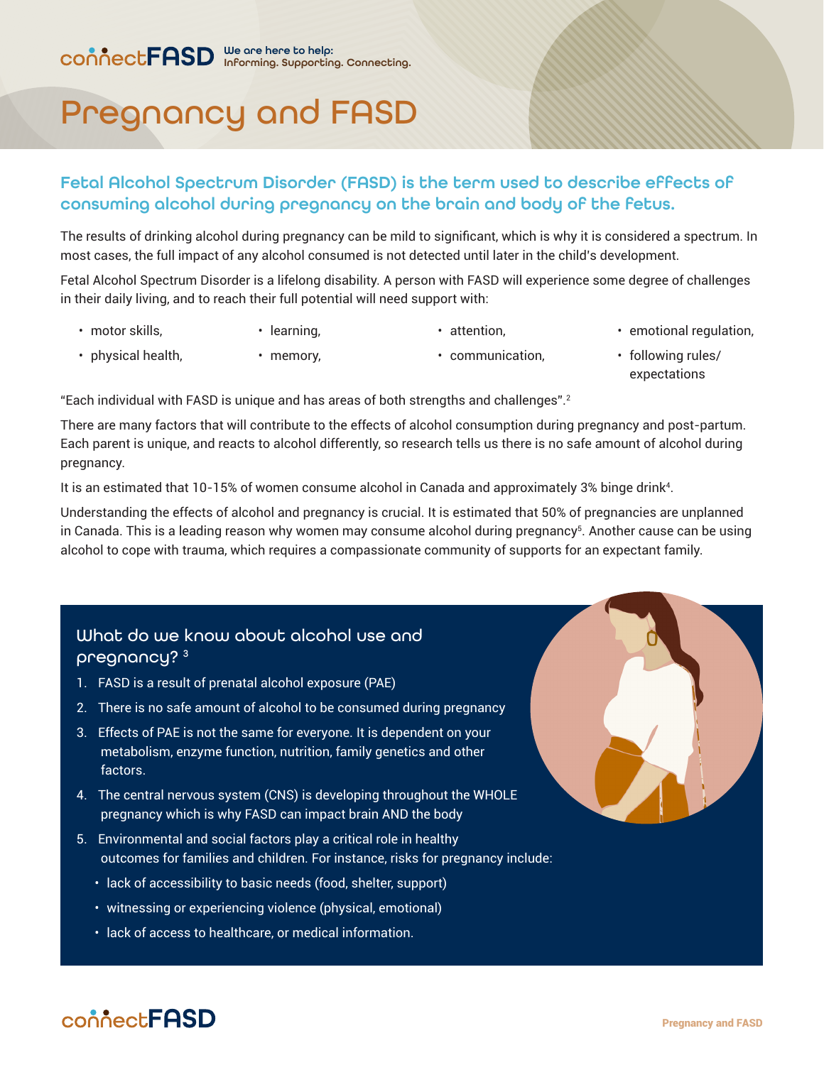connectFASD We are here to help: Informing. Supporting. Connecting.

# Pregnancy and FASD

## Fetal Alcohol Spectrum Disorder (FASD) is the term used to describe effects of consuming alcohol during pregnancy on the brain and body of the fetus.

The results of drinking alcohol during pregnancy can be mild to significant, which is why it is considered a spectrum. In most cases, the full impact of any alcohol consumed is not detected until later in the child's development.

Fetal Alcohol Spectrum Disorder is a lifelong disability. A person with FASD will experience some degree of challenges in their daily living, and to reach their full potential will need support with:

- motor skills,
- physical health,
- learning,
- memory,
- attention,
- communication,
- emotional regulation,
- following rules/ expectations

"Each individual with FASD is unique and has areas of both strengths and challenges".[2]

There are many factors that will contribute to the effects of alcohol consumption during pregnancy and post-partum. Each parent is unique, and reacts to alcohol differently, so research tells us there is no safe amount of alcohol during pregnancy.

It is an estimated that 10-15% of women consume alcohol in Canada and approximately 3% binge drink[4].

Understanding the effects of alcohol and pregnancy is crucial. It is estimated that 50% of pregnancies are unplanned in Canada. This is a leading reason why women may consume alcohol during pregnancy[5]. Another cause can be using alcohol to cope with trauma, which requires a compassionate community of supports for an expectant family.

### What do we know about alcohol use and pregnancy? [3]

1. FASD is a result of prenatal alcohol exposure (PAE)
2. There is no safe amount of alcohol to be consumed during pregnancy
3. Effects of PAE is not the same for everyone. It is dependent on your metabolism, enzyme function, nutrition, family genetics and other factors.
4. The central nervous system (CNS) is developing throughout the WHOLE pregnancy which is why FASD can impact brain AND the body
5. Environmental and social factors play a critical role in healthy outcomes for families and children. For instance, risks for pregnancy include:
   - lack of accessibility to basic needs (food, shelter, support)
   - witnessing or experiencing violence (physical, emotional)
   - lack of access to healthcare, or medical information.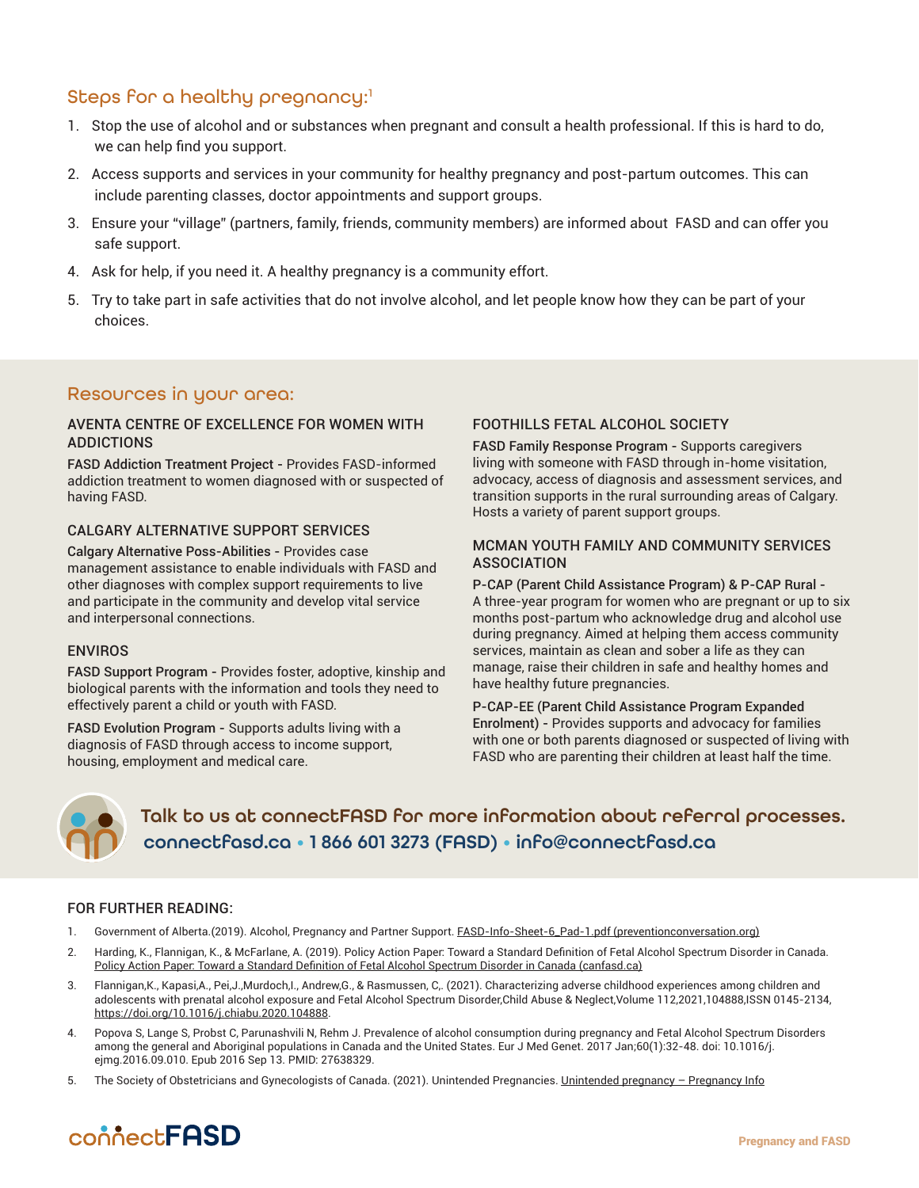## Steps for a healthy pregnancy:[1]

1. Stop the use of alcohol and or substances when pregnant and consult a health professional. If this is hard to do, we can help find you support.
2. Access supports and services in your community for healthy pregnancy and post-partum outcomes. This can include parenting classes, doctor appointments and support groups.
3. Ensure your "village" (partners, family, friends, community members) are informed about FASD and can offer you safe support.
4. Ask for help, if you need it. A healthy pregnancy is a community effort.
5. Try to take part in safe activities that do not involve alcohol, and let people know how they can be part of your choices.

## Resources in your area:

### AVENTA CENTRE OF EXCELLENCE FOR WOMEN WITH ADDICTIONS

**FASD Addiction Treatment Project -** Provides FASD-informed addiction treatment to women diagnosed with or suspected of having FASD.

### CALGARY ALTERNATIVE SUPPORT SERVICES

**Calgary Alternative Poss-Abilities -** Provides case management assistance to enable individuals with FASD and other diagnoses with complex support requirements to live and participate in the community and develop vital service and interpersonal connections.

### ENVIROS

**FASD Support Program -** Provides foster, adoptive, kinship and biological parents with the information and tools they need to effectively parent a child or youth with FASD.

**FASD Evolution Program -** Supports adults living with a diagnosis of FASD through access to income support, housing, employment and medical care.

### FOOTHILLS FETAL ALCOHOL SOCIETY

**FASD Family Response Program -** Supports caregivers living with someone with FASD through in-home visitation, advocacy, access of diagnosis and assessment services, and transition supports in the rural surrounding areas of Calgary. Hosts a variety of parent support groups.

### MCMAN YOUTH FAMILY AND COMMUNITY SERVICES ASSOCIATION

**P-CAP (Parent Child Assistance Program) & P-CAP Rural -** A three-year program for women who are pregnant or up to six months post-partum who acknowledge drug and alcohol use during pregnancy. Aimed at helping them access community services, maintain as clean and sober a life as they can manage, raise their children in safe and healthy homes and have healthy future pregnancies.

**P-CAP-EE (Parent Child Assistance Program Expanded Enrolment) -** Provides supports and advocacy for families with one or both parents diagnosed or suspected of living with FASD who are parenting their children at least half the time.

**Talk to us at connectFASD for more information about referral processes.**
**connectfasd.ca • 1 866 601 3273 (FASD) • info@connectfasd.ca**

### FOR FURTHER READING:

1. Government of Alberta.(2019). Alcohol, Pregnancy and Partner Support. FASD-Info-Sheet-6_Pad-1.pdf (preventionconversation.org)
2. Harding, K., Flannigan, K., & McFarlane, A. (2019). Policy Action Paper: Toward a Standard Definition of Fetal Alcohol Spectrum Disorder in Canada. Policy Action Paper: Toward a Standard Definition of Fetal Alcohol Spectrum Disorder in Canada (canfasd.ca)
3. Flannigan,K., Kapasi,A., Pei,J.,Murdoch,I., Andrew,G., & Rasmussen, C,. (2021). Characterizing adverse childhood experiences among children and adolescents with prenatal alcohol exposure and Fetal Alcohol Spectrum Disorder,Child Abuse & Neglect,Volume 112,2021,104888,ISSN 0145-2134, https://doi.org/10.1016/j.chiabu.2020.104888.
4. Popova S, Lange S, Probst C, Parunashvili N, Rehm J. Prevalence of alcohol consumption during pregnancy and Fetal Alcohol Spectrum Disorders among the general and Aboriginal populations in Canada and the United States. Eur J Med Genet. 2017 Jan;60(1):32-48. doi: 10.1016/j.ejmg.2016.09.010. Epub 2016 Sep 13. PMID: 27638329.
5. The Society of Obstetricians and Gynecologists of Canada. (2021). Unintended Pregnancies. Unintended pregnancy – Pregnancy Info

connectFASD